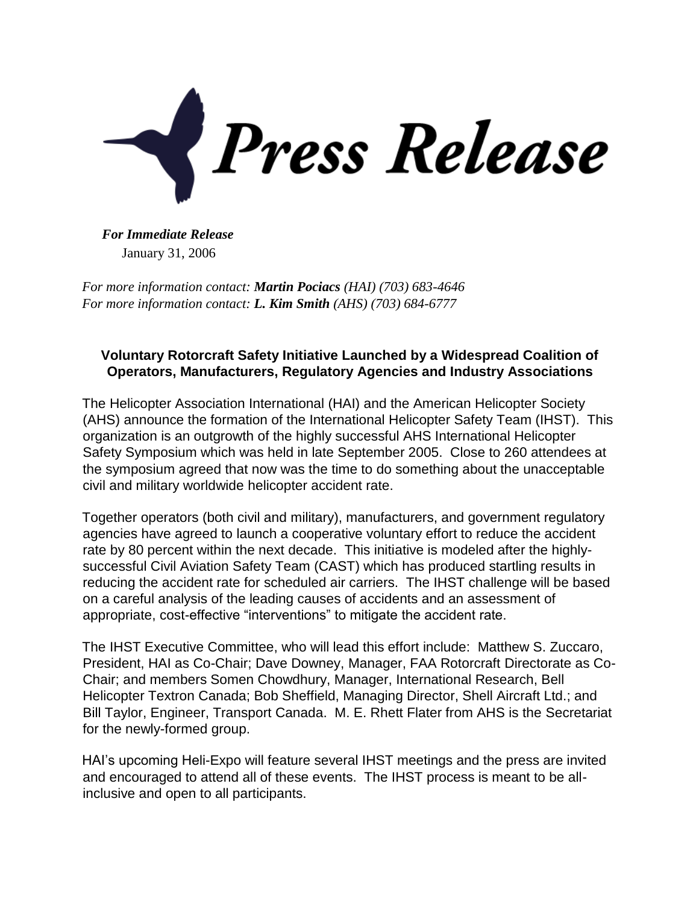# Press Release

***For Immediate Release***
January 31, 2006

*For more information contact: **Martin Pociacs** (HAI) (703) 683-4646*
*For more information contact: **L. Kim Smith** (AHS) (703) 684-6777*

**Voluntary Rotorcraft Safety Initiative Launched by a Widespread Coalition of Operators, Manufacturers, Regulatory Agencies and Industry Associations**

The Helicopter Association International (HAI) and the American Helicopter Society (AHS) announce the formation of the International Helicopter Safety Team (IHST). This organization is an outgrowth of the highly successful AHS International Helicopter Safety Symposium which was held in late September 2005. Close to 260 attendees at the symposium agreed that now was the time to do something about the unacceptable civil and military worldwide helicopter accident rate.

Together operators (both civil and military), manufacturers, and government regulatory agencies have agreed to launch a cooperative voluntary effort to reduce the accident rate by 80 percent within the next decade. This initiative is modeled after the highly-successful Civil Aviation Safety Team (CAST) which has produced startling results in reducing the accident rate for scheduled air carriers. The IHST challenge will be based on a careful analysis of the leading causes of accidents and an assessment of appropriate, cost-effective "interventions" to mitigate the accident rate.

The IHST Executive Committee, who will lead this effort include: Matthew S. Zuccaro, President, HAI as Co-Chair; Dave Downey, Manager, FAA Rotorcraft Directorate as Co-Chair; and members Somen Chowdhury, Manager, International Research, Bell Helicopter Textron Canada; Bob Sheffield, Managing Director, Shell Aircraft Ltd.; and Bill Taylor, Engineer, Transport Canada. M. E. Rhett Flater from AHS is the Secretariat for the newly-formed group.

HAI's upcoming Heli-Expo will feature several IHST meetings and the press are invited and encouraged to attend all of these events. The IHST process is meant to be all-inclusive and open to all participants.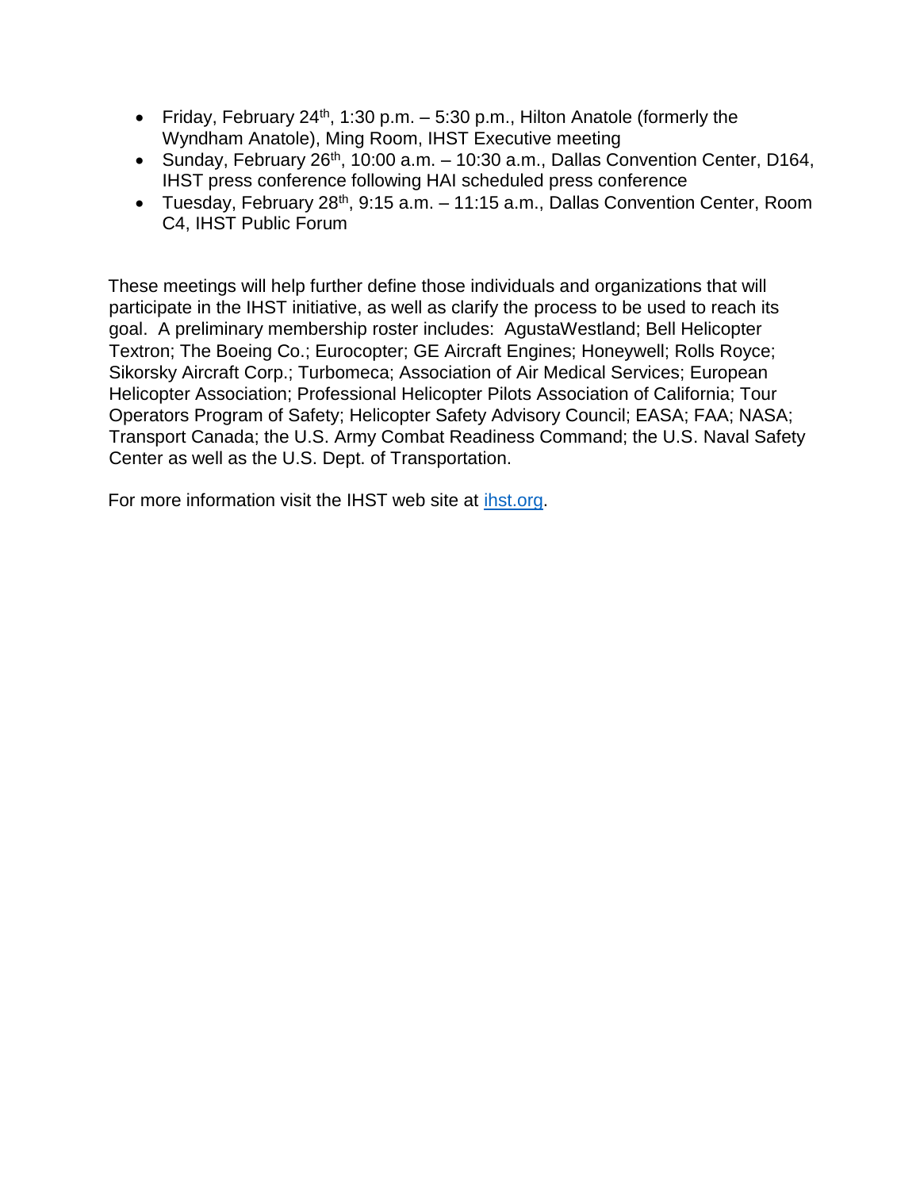- Friday, February 24th, 1:30 p.m. – 5:30 p.m., Hilton Anatole (formerly the Wyndham Anatole), Ming Room, IHST Executive meeting
- Sunday, February 26th, 10:00 a.m. – 10:30 a.m., Dallas Convention Center, D164, IHST press conference following HAI scheduled press conference
- Tuesday, February 28th, 9:15 a.m. – 11:15 a.m., Dallas Convention Center, Room C4, IHST Public Forum

These meetings will help further define those individuals and organizations that will participate in the IHST initiative, as well as clarify the process to be used to reach its goal. A preliminary membership roster includes: AgustaWestland; Bell Helicopter Textron; The Boeing Co.; Eurocopter; GE Aircraft Engines; Honeywell; Rolls Royce; Sikorsky Aircraft Corp.; Turbomeca; Association of Air Medical Services; European Helicopter Association; Professional Helicopter Pilots Association of California; Tour Operators Program of Safety; Helicopter Safety Advisory Council; EASA; FAA; NASA; Transport Canada; the U.S. Army Combat Readiness Command; the U.S. Naval Safety Center as well as the U.S. Dept. of Transportation.

For more information visit the IHST web site at [ihst.org](ihst.org).